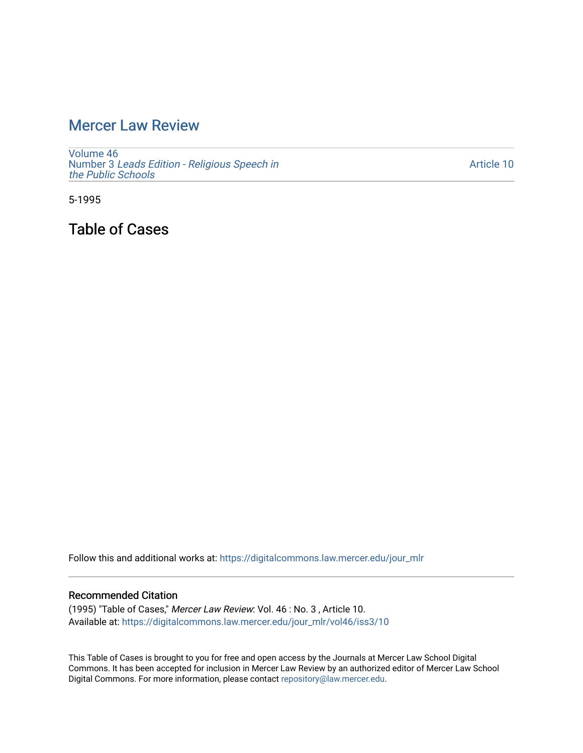# Mercer Law Review

Volume 46
Number 3 *Leads Edition - Religious Speech in the Public Schools*

Article 10

5-1995

## Table of Cases

Follow this and additional works at: https://digitalcommons.law.mercer.edu/jour_mlr

### Recommended Citation

(1995) "Table of Cases," *Mercer Law Review*: Vol. 46 : No. 3 , Article 10.
Available at: https://digitalcommons.law.mercer.edu/jour_mlr/vol46/iss3/10

This Table of Cases is brought to you for free and open access by the Journals at Mercer Law School Digital Commons. It has been accepted for inclusion in Mercer Law Review by an authorized editor of Mercer Law School Digital Commons. For more information, please contact repository@law.mercer.edu.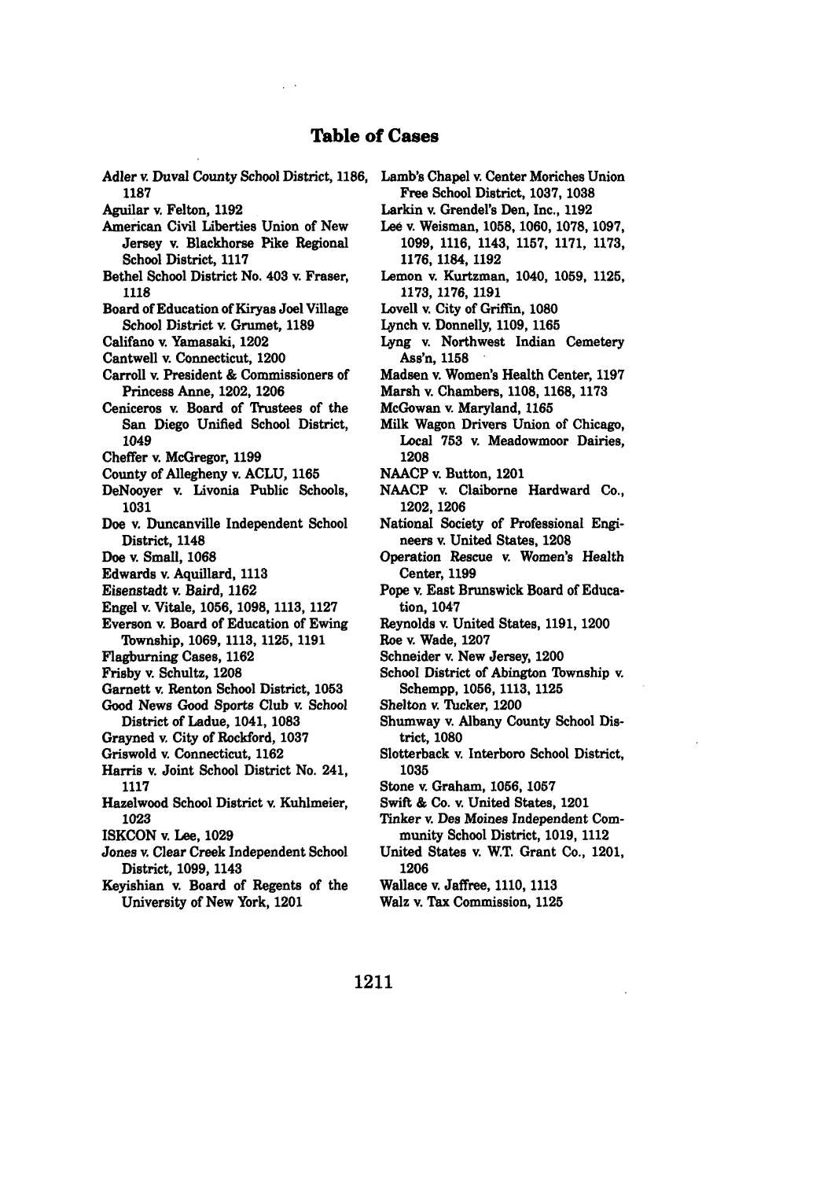# Table of Cases

Adler v. Duval County School District, 1186, 1187

Aguilar v. Felton, 1192

American Civil Liberties Union of New Jersey v. Blackhorse Pike Regional School District, 1117

Bethel School District No. 403 v. Fraser, 1118

Board of Education of Kiryas Joel Village School District v. Grumet, 1189

Califano v. Yamasaki, 1202

Cantwell v. Connecticut, 1200

Carroll v. President & Commissioners of Princess Anne, 1202, 1206

Ceniceros v. Board of Trustees of the San Diego Unified School District, 1049

Cheffer v. McGregor, 1199

County of Allegheny v. ACLU, 1165

DeNooyer v. Livonia Public Schools, 1031

Doe v. Duncanville Independent School District, 1148

Doe v. Small, 1068

Edwards v. Aquillard, 1113

Eisenstadt v. Baird, 1162

Engel v. Vitale, 1056, 1098, 1113, 1127

Everson v. Board of Education of Ewing Township, 1069, 1113, 1125, 1191

Flagburning Cases, 1162

Frisby v. Schultz, 1208

Garnett v. Renton School District, 1053

Good News Good Sports Club v. School District of Ladue, 1041, 1083

Grayned v. City of Rockford, 1037

Griswold v. Connecticut, 1162

Harris v. Joint School District No. 241, 1117

Hazelwood School District v. Kuhlmeier, 1023

ISKCON v. Lee, 1029

Jones v. Clear Creek Independent School District, 1099, 1143

Keyishian v. Board of Regents of the University of New York, 1201

Lamb's Chapel v. Center Moriches Union Free School District, 1037, 1038

Larkin v. Grendel's Den, Inc., 1192

Lee v. Weisman, 1058, 1060, 1078, 1097, 1099, 1116, 1143, 1157, 1171, 1173, 1176, 1184, 1192

Lemon v. Kurtzman, 1040, 1059, 1125, 1173, 1176, 1191

Lovell v. City of Griffin, 1080

Lynch v. Donnelly, 1109, 1165

Lyng v. Northwest Indian Cemetery Ass'n, 1158

Madsen v. Women's Health Center, 1197

Marsh v. Chambers, 1108, 1168, 1173

McGowan v. Maryland, 1165

Milk Wagon Drivers Union of Chicago, Local 753 v. Meadowmoor Dairies, 1208

NAACP v. Button, 1201

NAACP v. Claiborne Hardware Co., 1202, 1206

National Society of Professional Engineers v. United States, 1208

Operation Rescue v. Women's Health Center, 1199

Pope v. East Brunswick Board of Education, 1047

Reynolds v. United States, 1191, 1200

Roe v. Wade, 1207

Schneider v. New Jersey, 1200

School District of Abington Township v. Schempp, 1056, 1113, 1125

Shelton v. Tucker, 1200

Shumway v. Albany County School District, 1080

Slotterback v. Interboro School District, 1035

Stone v. Graham, 1056, 1057

Swift & Co. v. United States, 1201

Tinker v. Des Moines Independent Community School District, 1019, 1112

United States v. W.T. Grant Co., 1201, 1206

Wallace v. Jaffree, 1110, 1113

Walz v. Tax Commission, 1125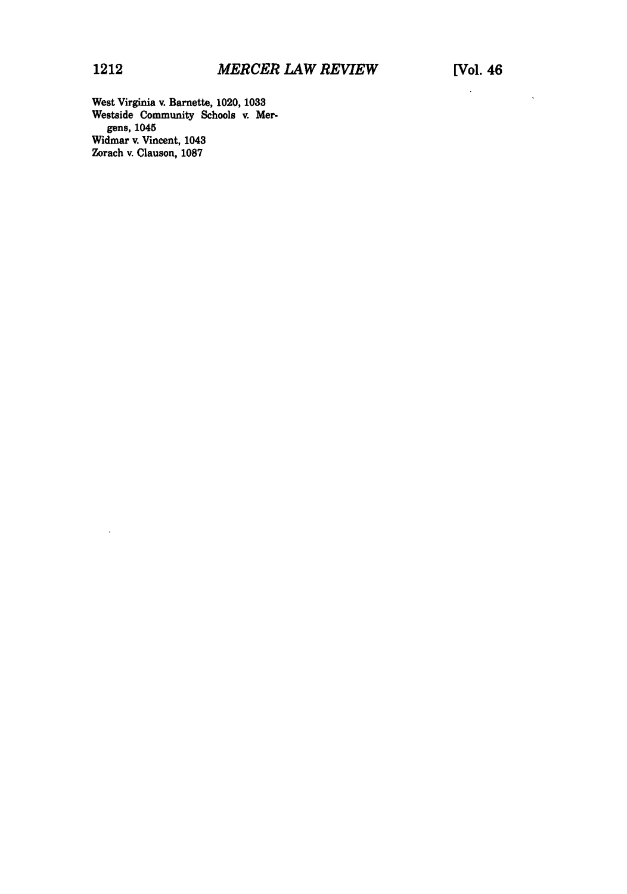West Virginia v. Barnette, 1020, 1033
Westside Community Schools v. Mergens, 1045
Widmar v. Vincent, 1043
Zorach v. Clauson, 1087